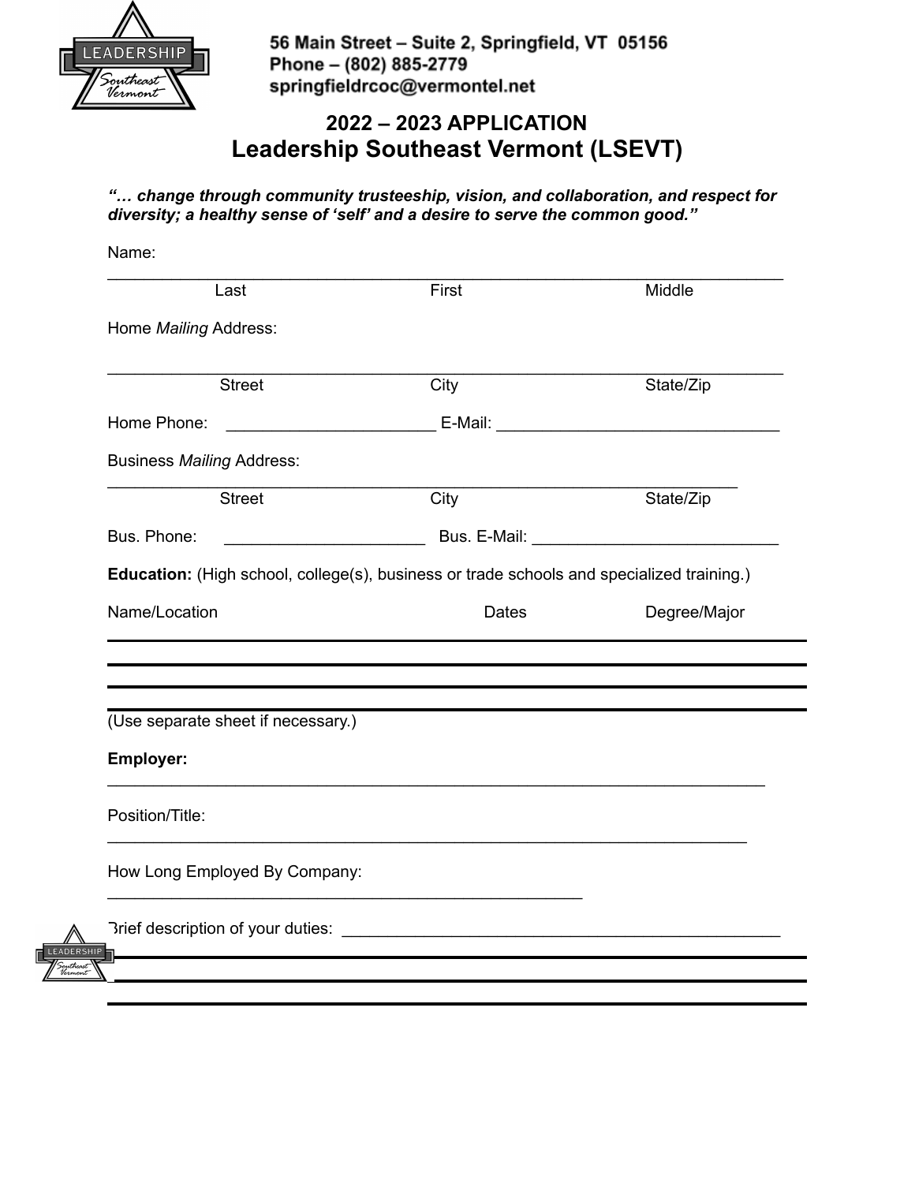56 Main Street – Suite 2, Springfield, VT 05156
Phone – (802) 885-2779
springfieldrcoc@vermontel.net

# 2022 – 2023 APPLICATION

# Leadership Southeast Vermont (LSEVT)

***"… change through community trusteeship, vision, and collaboration, and respect for diversity; a healthy sense of 'self' and a desire to serve the common good."***

Name:

______________________________________________________________________

Last First Middle

Home *Mailing* Address:

______________________________________________________________________

Street City State/Zip

Home Phone: ______________________ E-Mail: ______________________________

Business *Mailing* Address:

______________________________________________________________________

Street City State/Zip

Bus. Phone: ______________________ Bus. E-Mail: ___________________________

**Education:** (High school, college(s), business or trade schools and specialized training.)

| Name/Location | Dates | Degree/Major |
|---|---|---|
| | | |
| | | |
| | | |

(Use separate sheet if necessary.)

**Employer:**

______________________________________________________________________

Position/Title:

______________________________________________________________________

How Long Employed By Company:

__________________________________________________

Brief description of your duties: ____________________________________________

______________________________________________________________________

______________________________________________________________________

______________________________________________________________________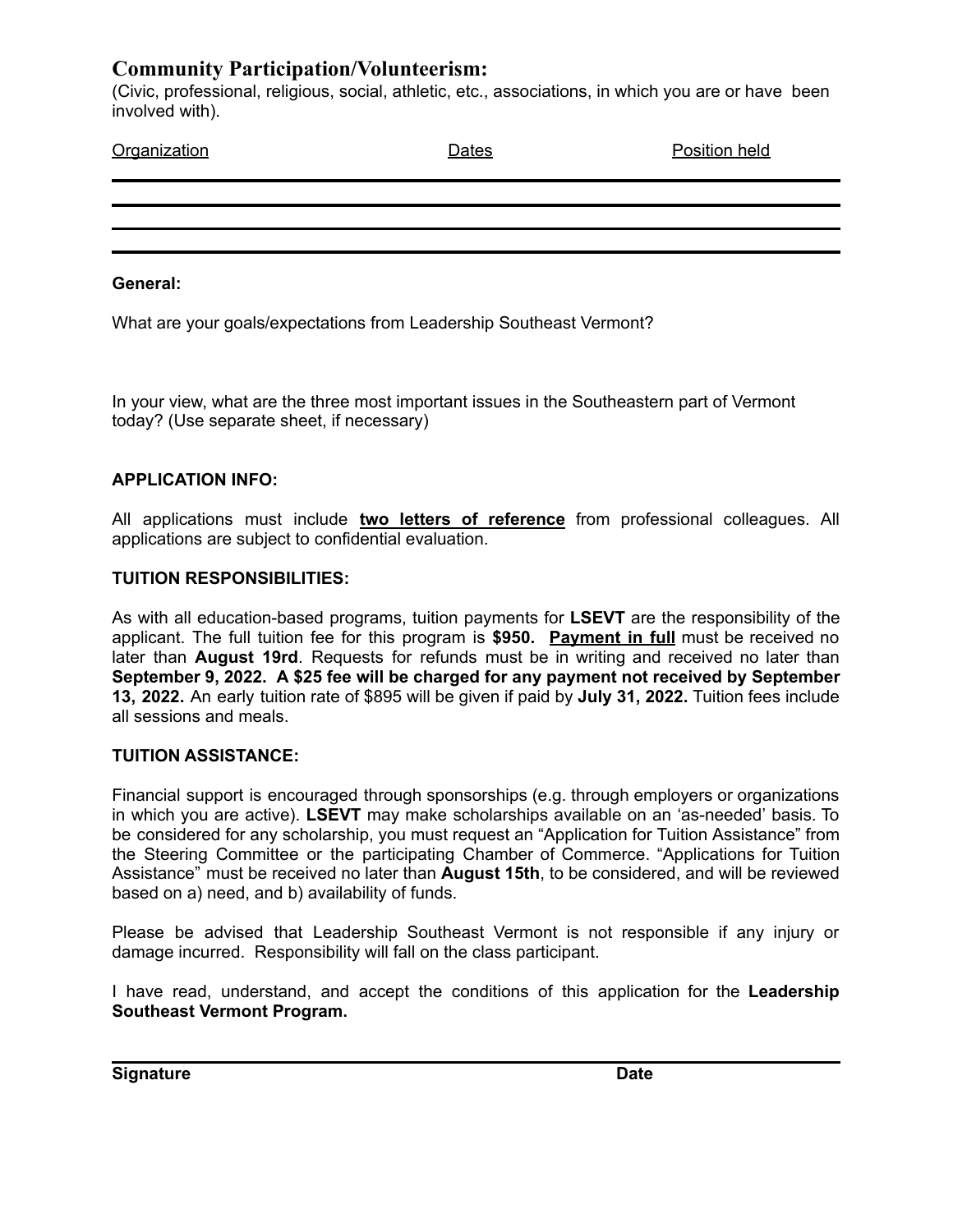## Community Participation/Volunteerism:

(Civic, professional, religious, social, athletic, etc., associations, in which you are or have been involved with).

| Organization | Dates | Position held |
| --- | --- | --- |
| | | |
| | | |
| | | |

**General:**

What are your goals/expectations from Leadership Southeast Vermont?

In your view, what are the three most important issues in the Southeastern part of Vermont today? (Use separate sheet, if necessary)

**APPLICATION INFO:**

All applications must include **two letters of reference** from professional colleagues. All applications are subject to confidential evaluation.

**TUITION RESPONSIBILITIES:**

As with all education-based programs, tuition payments for **LSEVT** are the responsibility of the applicant. The full tuition fee for this program is **$950.** **Payment in full** must be received no later than **August 19rd**. Requests for refunds must be in writing and received no later than **September 9, 2022.** **A $25 fee will be charged for any payment not received by September 13, 2022.** An early tuition rate of $895 will be given if paid by **July 31, 2022.** Tuition fees include all sessions and meals.

**TUITION ASSISTANCE:**

Financial support is encouraged through sponsorships (e.g. through employers or organizations in which you are active). **LSEVT** may make scholarships available on an 'as-needed' basis. To be considered for any scholarship, you must request an "Application for Tuition Assistance" from the Steering Committee or the participating Chamber of Commerce. "Applications for Tuition Assistance" must be received no later than **August 15th**, to be considered, and will be reviewed based on a) need, and b) availability of funds.

Please be advised that Leadership Southeast Vermont is not responsible if any injury or damage incurred. Responsibility will fall on the class participant.

I have read, understand, and accept the conditions of this application for the **Leadership Southeast Vermont Program.**

**Signature** **Date**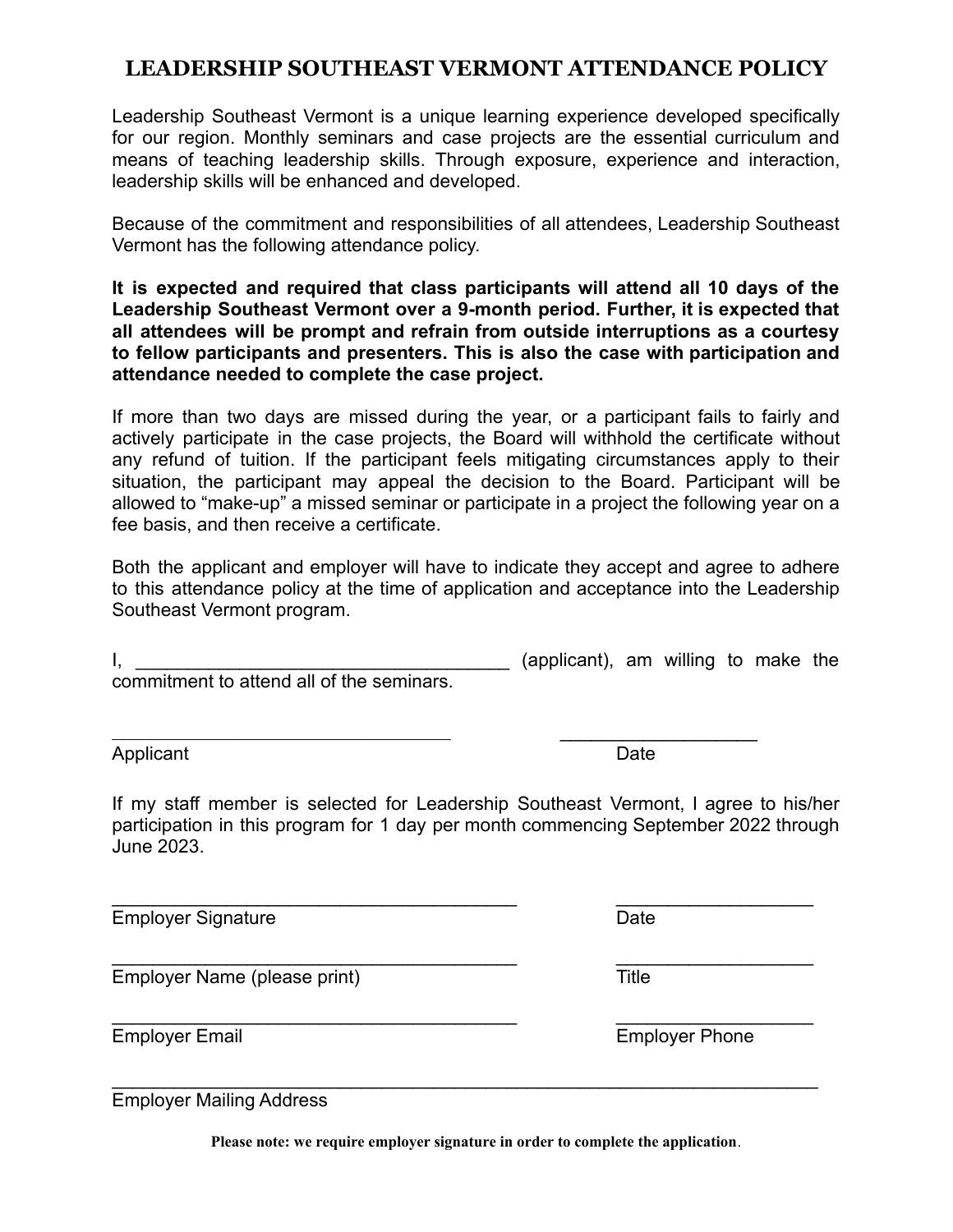# LEADERSHIP SOUTHEAST VERMONT ATTENDANCE POLICY

Leadership Southeast Vermont is a unique learning experience developed specifically for our region. Monthly seminars and case projects are the essential curriculum and means of teaching leadership skills. Through exposure, experience and interaction, leadership skills will be enhanced and developed.

Because of the commitment and responsibilities of all attendees, Leadership Southeast Vermont has the following attendance policy.

**It is expected and required that class participants will attend all 10 days of the Leadership Southeast Vermont over a 9-month period. Further, it is expected that all attendees will be prompt and refrain from outside interruptions as a courtesy to fellow participants and presenters. This is also the case with participation and attendance needed to complete the case project.**

If more than two days are missed during the year, or a participant fails to fairly and actively participate in the case projects, the Board will withhold the certificate without any refund of tuition. If the participant feels mitigating circumstances apply to their situation, the participant may appeal the decision to the Board. Participant will be allowed to "make-up" a missed seminar or participate in a project the following year on a fee basis, and then receive a certificate.

Both the applicant and employer will have to indicate they accept and agree to adhere to this attendance policy at the time of application and acceptance into the Leadership Southeast Vermont program.

I, ____________________________________ (applicant), am willing to make the commitment to attend all of the seminars.

_________________________________ ___________________

Applicant Date

If my staff member is selected for Leadership Southeast Vermont, I agree to his/her participation in this program for 1 day per month commencing September 2022 through June 2023.

_______________________________________ ___________________

Employer Signature Date

_______________________________________ ___________________

Employer Name (please print) Title

_______________________________________ ___________________

Employer Email Employer Phone

____________________________________________________________________

Employer Mailing Address

**Please note: we require employer signature in order to complete the application**.